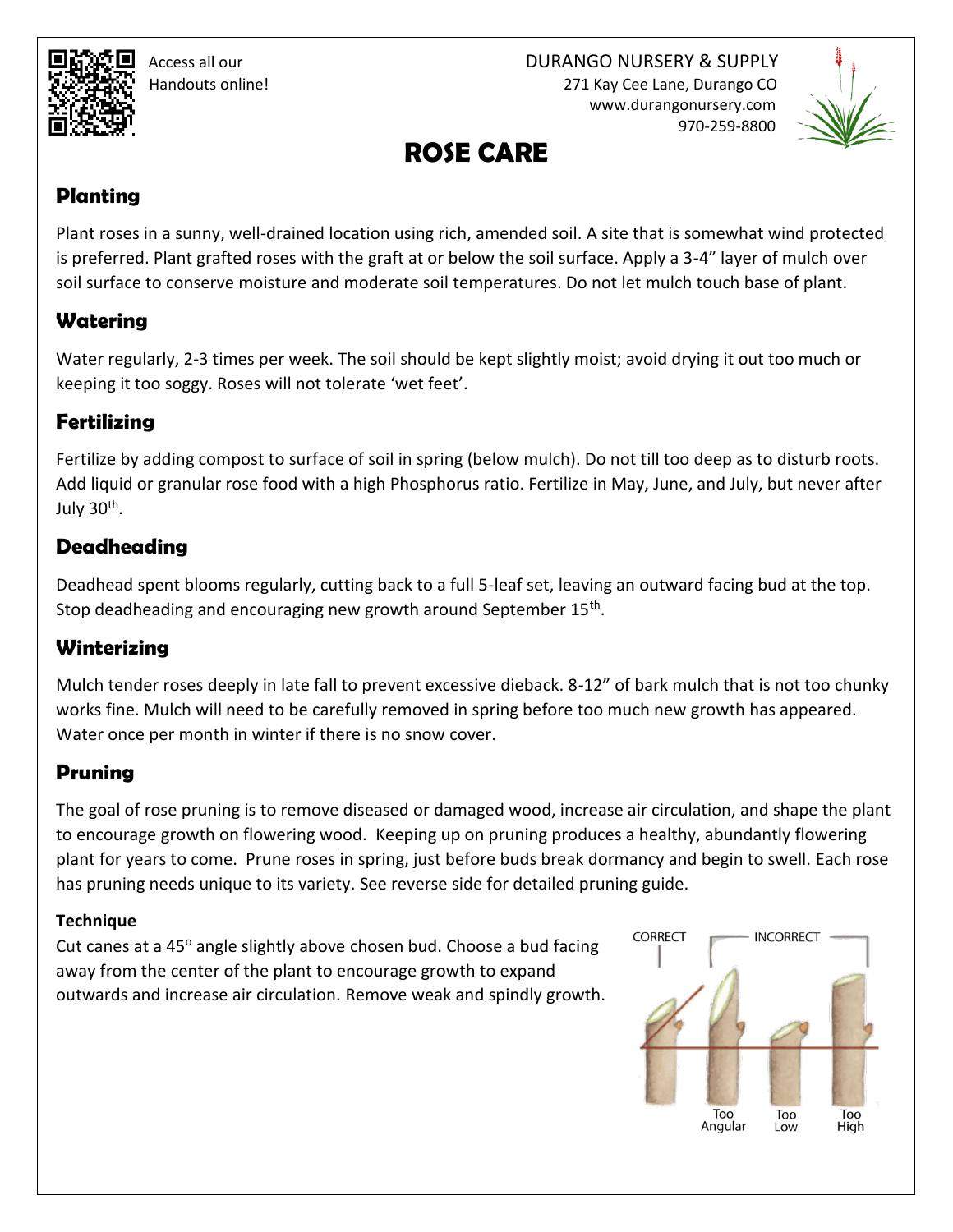Access all our Handouts online!

DURANGO NURSERY & SUPPLY
271 Kay Cee Lane, Durango CO
www.durangonursery.com
970-259-8800

# ROSE CARE

## Planting

Plant roses in a sunny, well-drained location using rich, amended soil. A site that is somewhat wind protected is preferred. Plant grafted roses with the graft at or below the soil surface. Apply a 3-4" layer of mulch over soil surface to conserve moisture and moderate soil temperatures. Do not let mulch touch base of plant.

## Watering

Water regularly, 2-3 times per week. The soil should be kept slightly moist; avoid drying it out too much or keeping it too soggy. Roses will not tolerate 'wet feet'.

## Fertilizing

Fertilize by adding compost to surface of soil in spring (below mulch). Do not till too deep as to disturb roots. Add liquid or granular rose food with a high Phosphorus ratio. Fertilize in May, June, and July, but never after July 30th.

## Deadheading

Deadhead spent blooms regularly, cutting back to a full 5-leaf set, leaving an outward facing bud at the top. Stop deadheading and encouraging new growth around September 15th.

## Winterizing

Mulch tender roses deeply in late fall to prevent excessive dieback. 8-12" of bark mulch that is not too chunky works fine. Mulch will need to be carefully removed in spring before too much new growth has appeared. Water once per month in winter if there is no snow cover.

## Pruning

The goal of rose pruning is to remove diseased or damaged wood, increase air circulation, and shape the plant to encourage growth on flowering wood. Keeping up on pruning produces a healthy, abundantly flowering plant for years to come. Prune roses in spring, just before buds break dormancy and begin to swell. Each rose has pruning needs unique to its variety. See reverse side for detailed pruning guide.

### Technique

Cut canes at a 45° angle slightly above chosen bud. Choose a bud facing away from the center of the plant to encourage growth to expand outwards and increase air circulation. Remove weak and spindly growth.

CORRECT | INCORRECT: Too Angular, Too Low, Too High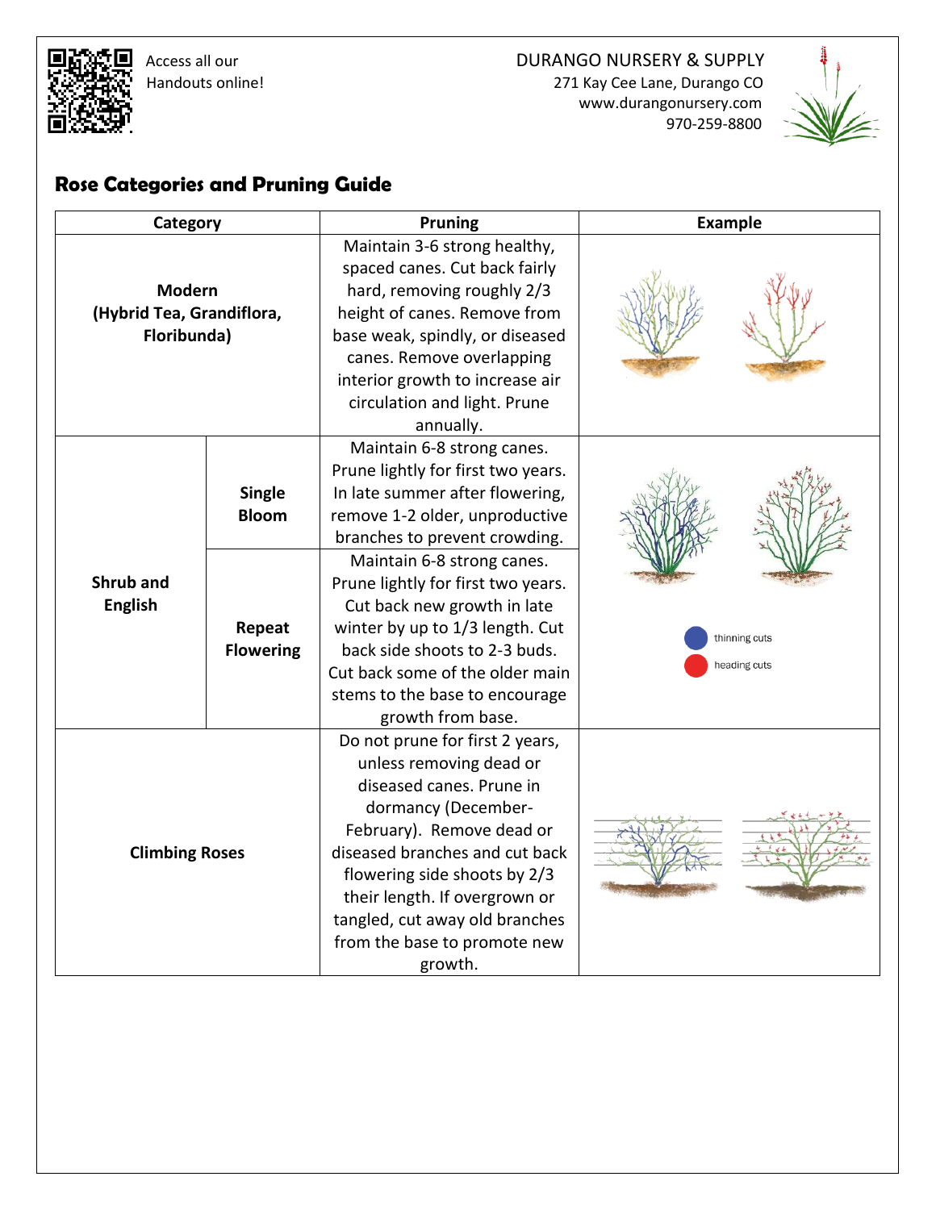Access all our Handouts online!

DURANGO NURSERY & SUPPLY
271 Kay Cee Lane, Durango CO
www.durangonursery.com
970-259-8800

## Rose Categories and Pruning Guide

| Category | | Pruning | Example |
|---|---|---|---|
| **Modern (Hybrid Tea, Grandiflora, Floribunda)** | | Maintain 3-6 strong healthy, spaced canes. Cut back fairly hard, removing roughly 2/3 height of canes. Remove from base weak, spindly, or diseased canes. Remove overlapping interior growth to increase air circulation and light. Prune annually. | |
| **Shrub and English** | **Single Bloom** | Maintain 6-8 strong canes. Prune lightly for first two years. In late summer after flowering, remove 1-2 older, unproductive branches to prevent crowding. | thinning cuts<br>heading cuts |
| | **Repeat Flowering** | Maintain 6-8 strong canes. Prune lightly for first two years. Cut back new growth in late winter by up to 1/3 length. Cut back side shoots to 2-3 buds. Cut back some of the older main stems to the base to encourage growth from base. | |
| **Climbing Roses** | | Do not prune for first 2 years, unless removing dead or diseased canes. Prune in dormancy (December-February). Remove dead or diseased branches and cut back flowering side shoots by 2/3 their length. If overgrown or tangled, cut away old branches from the base to promote new growth. | |